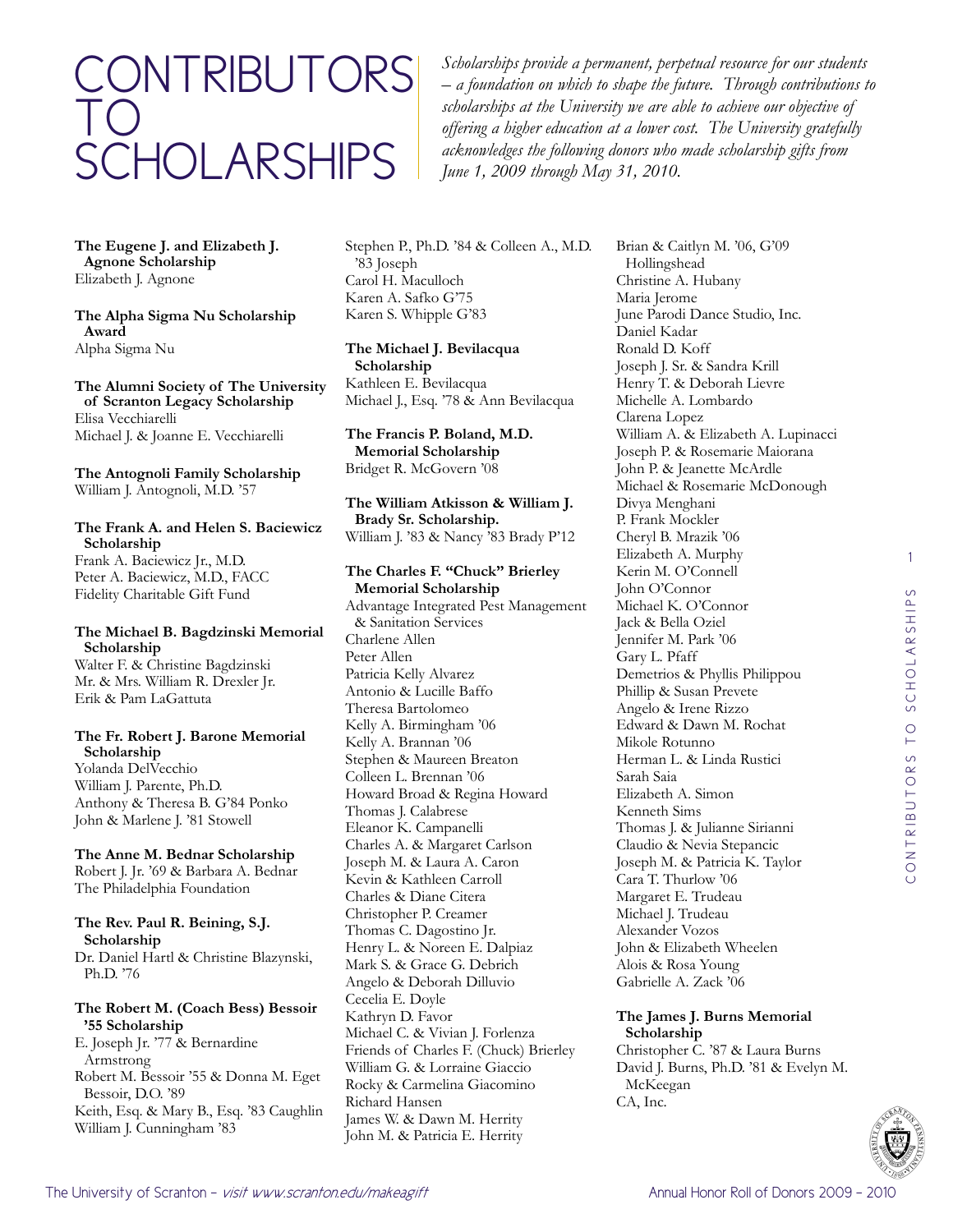# CONTRIBUTORS TO SCHOLARSHIPS

*Scholarships provide a permanent, perpetual resource for our students – a foundation on which to shape the future. Through contributions to scholarships at the University we are able to achieve our objective of offering a higher education at a lower cost. The University gratefully acknowledges the following donors who made scholarship gifts from June 1, 2009 through May 31, 2010.*

**The Eugene J. and Elizabeth J. Agnone Scholarship**
Elizabeth J. Agnone

**The Alpha Sigma Nu Scholarship Award**
Alpha Sigma Nu

**The Alumni Society of The University of Scranton Legacy Scholarship**
Elisa Vecchiarelli
Michael J. & Joanne E. Vecchiarelli

**The Antognoli Family Scholarship**
William J. Antognoli, M.D. '57

**The Frank A. and Helen S. Baciewicz Scholarship**
Frank A. Baciewicz Jr., M.D.
Peter A. Baciewicz, M.D., FACC
Fidelity Charitable Gift Fund

**The Michael B. Bagdzinski Memorial Scholarship**
Walter F. & Christine Bagdzinski
Mr. & Mrs. William R. Drexler Jr.
Erik & Pam LaGattuta

**The Fr. Robert J. Barone Memorial Scholarship**
Yolanda DelVecchio
William J. Parente, Ph.D.
Anthony & Theresa B. G'84 Ponko
John & Marlene J. '81 Stowell

**The Anne M. Bednar Scholarship**
Robert J. Jr. '69 & Barbara A. Bednar
The Philadelphia Foundation

**The Rev. Paul R. Beining, S.J. Scholarship**
Dr. Daniel Hartl & Christine Blazynski, Ph.D. '76

**The Robert M. (Coach Bess) Bessoir '55 Scholarship**
E. Joseph Jr. '77 & Bernardine Armstrong
Robert M. Bessoir '55 & Donna M. Eget Bessoir, D.O. '89
Keith, Esq. & Mary B., Esq. '83 Caughlin
William J. Cunningham '83
Stephen P., Ph.D. '84 & Colleen A., M.D. '83 Joseph
Carol H. Maculloch
Karen A. Safko G'75
Karen S. Whipple G'83

**The Michael J. Bevilacqua Scholarship**
Kathleen E. Bevilacqua
Michael J., Esq. '78 & Ann Bevilacqua

**The Francis P. Boland, M.D. Memorial Scholarship**
Bridget R. McGovern '08

**The William Atkisson & William J. Brady Sr. Scholarship.**
William J. '83 & Nancy '83 Brady P'12

**The Charles F. "Chuck" Brierley Memorial Scholarship**
Advantage Integrated Pest Management & Sanitation Services
Charlene Allen
Peter Allen
Patricia Kelly Alvarez
Antonio & Lucille Baffo
Theresa Bartolomeo
Kelly A. Birmingham '06
Kelly A. Brannan '06
Stephen & Maureen Breaton
Colleen L. Brennan '06
Howard Broad & Regina Howard
Thomas J. Calabrese
Eleanor K. Campanelli
Charles A. & Margaret Carlson
Joseph M. & Laura A. Caron
Kevin & Kathleen Carroll
Charles & Diane Citera
Christopher P. Creamer
Thomas C. Dagostino Jr.
Henry L. & Noreen E. Dalpiaz
Mark S. & Grace G. Debrich
Angelo & Deborah Dilluvio
Cecelia E. Doyle
Kathryn D. Favor
Michael C. & Vivian J. Forlenza
Friends of Charles F. (Chuck) Brierley
William G. & Lorraine Giaccio
Rocky & Carmelina Giacomino
Richard Hansen
James W. & Dawn M. Herrity
John M. & Patricia E. Herrity
Brian & Caitlyn M. '06, G'09 Hollingshead
Christine A. Hubany
Maria Jerome
June Parodi Dance Studio, Inc.
Daniel Kadar
Ronald D. Koff
Joseph J. Sr. & Sandra Krill
Henry T. & Deborah Lievre
Michelle A. Lombardo
Clarena Lopez
William A. & Elizabeth A. Lupinacci
Joseph P. & Rosemarie Maiorana
John P. & Jeanette McArdle
Michael & Rosemarie McDonough
Divya Menghani
P. Frank Mockler
Cheryl B. Mrazik '06
Elizabeth A. Murphy
Kerin M. O'Connell
John O'Connor
Michael K. O'Connor
Jack & Bella Oziel
Jennifer M. Park '06
Gary L. Pfaff
Demetrios & Phyllis Philippou
Phillip & Susan Prevete
Angelo & Irene Rizzo
Edward & Dawn M. Rochat
Mikole Rotunno
Herman L. & Linda Rustici
Sarah Saia
Elizabeth A. Simon
Kenneth Sims
Thomas J. & Julianne Sirianni
Claudio & Nevia Stepancic
Joseph M. & Patricia K. Taylor
Cara T. Thurlow '06
Margaret E. Trudeau
Michael J. Trudeau
Alexander Vozos
John & Elizabeth Wheelen
Alois & Rosa Young
Gabrielle A. Zack '06

**The James J. Burns Memorial Scholarship**
Christopher C. '87 & Laura Burns
David J. Burns, Ph.D. '81 & Evelyn M. McKeegan
CA, Inc.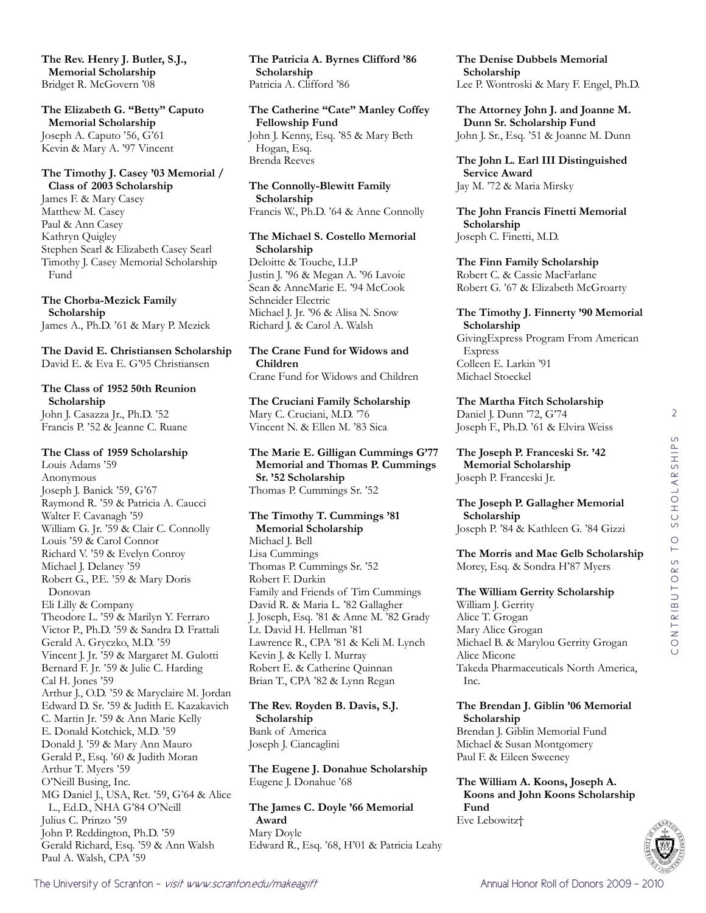**The Rev. Henry J. Butler, S.J., Memorial Scholarship**
Bridget R. McGovern '08

**The Elizabeth G. "Betty" Caputo Memorial Scholarship**
Joseph A. Caputo '56, G'61
Kevin & Mary A. '97 Vincent

**The Timothy J. Casey '03 Memorial / Class of 2003 Scholarship**
James F. & Mary Casey
Matthew M. Casey
Paul & Ann Casey
Kathryn Quigley
Stephen Searl & Elizabeth Casey Searl
Timothy J. Casey Memorial Scholarship Fund

**The Chorba-Mezick Family Scholarship**
James A., Ph.D. '61 & Mary P. Mezick

**The David E. Christiansen Scholarship**
David E. & Eva E. G'95 Christiansen

**The Class of 1952 50th Reunion Scholarship**
John J. Casazza Jr., Ph.D. '52
Francis P. '52 & Jeanne C. Ruane

**The Class of 1959 Scholarship**
Louis Adams '59
Anonymous
Joseph J. Banick '59, G'67
Raymond R. '59 & Patricia A. Caucci
Walter F. Cavanagh '59
William G. Jr. '59 & Clair C. Connolly
Louis '59 & Carol Connor
Richard V. '59 & Evelyn Conroy
Michael J. Delaney '59
Robert G., P.E. '59 & Mary Doris Donovan
Eli Lilly & Company
Theodore L. '59 & Marilyn Y. Ferraro
Victor P., Ph.D. '59 & Sandra D. Frattali
Gerald A. Gryczko, M.D. '59
Vincent J. Jr. '59 & Margaret M. Gulotti
Bernard F. Jr. '59 & Julie C. Harding
Cal H. Jones '59
Arthur J., O.D. '59 & Maryclaire M. Jordan
Edward D. Sr. '59 & Judith E. Kazakavich
C. Martin Jr. '59 & Ann Marie Kelly
E. Donald Kotchick, M.D. '59
Donald J. '59 & Mary Ann Mauro
Gerald P., Esq. '60 & Judith Moran
Arthur T. Myers '59
O'Neill Busing, Inc.
MG Daniel J., USA, Ret. '59, G'64 & Alice L., Ed.D., NHA G'84 O'Neill
Julius C. Prinzo '59
John P. Reddington, Ph.D. '59
Gerald Richard, Esq. '59 & Ann Walsh
Paul A. Walsh, CPA '59

**The Patricia A. Byrnes Clifford '86 Scholarship**
Patricia A. Clifford '86

**The Catherine "Cate" Manley Coffey Fellowship Fund**
John J. Kenny, Esq. '85 & Mary Beth Hogan, Esq.
Brenda Reeves

**The Connolly-Blewitt Family Scholarship**
Francis W., Ph.D. '64 & Anne Connolly

**The Michael S. Costello Memorial Scholarship**
Deloitte & Touche, LLP
Justin J. '96 & Megan A. '96 Lavoie
Sean & AnneMarie E. '94 McCook
Schneider Electric
Michael J. Jr. '96 & Alisa N. Snow
Richard J. & Carol A. Walsh

**The Crane Fund for Widows and Children**
Crane Fund for Widows and Children

**The Cruciani Family Scholarship**
Mary C. Cruciani, M.D. '76
Vincent N. & Ellen M. '83 Sica

**The Marie E. Gilligan Cummings G'77 Memorial and Thomas P. Cummings Sr. '52 Scholarship**
Thomas P. Cummings Sr. '52

**The Timothy T. Cummings '81 Memorial Scholarship**
Michael J. Bell
Lisa Cummings
Thomas P. Cummings Sr. '52
Robert F. Durkin
Family and Friends of Tim Cummings
David R. & Maria L. '82 Gallagher
J. Joseph, Esq. '81 & Anne M. '82 Grady
Lt. David H. Hellman '81
Lawrence R., CPA '81 & Keli M. Lynch
Kevin J. & Kelly I. Murray
Robert E. & Catherine Quinnan
Brian T., CPA '82 & Lynn Regan

**The Rev. Royden B. Davis, S.J. Scholarship**
Bank of America
Joseph J. Ciancaglini

**The Eugene J. Donahue Scholarship**
Eugene J. Donahue '68

**The James C. Doyle '66 Memorial Award**
Mary Doyle
Edward R., Esq. '68, H'01 & Patricia Leahy

**The Denise Dubbels Memorial Scholarship**
Lee P. Wontroski & Mary F. Engel, Ph.D.

**The Attorney John J. and Joanne M. Dunn Sr. Scholarship Fund**
John J. Sr., Esq. '51 & Joanne M. Dunn

**The John L. Earl III Distinguished Service Award**
Jay M. '72 & Maria Mirsky

**The John Francis Finetti Memorial Scholarship**
Joseph C. Finetti, M.D.

**The Finn Family Scholarship**
Robert C. & Cassie MacFarlane
Robert G. '67 & Elizabeth McGroarty

**The Timothy J. Finnerty '90 Memorial Scholarship**
GivingExpress Program From American Express
Colleen E. Larkin '91
Michael Stoeckel

**The Martha Fitch Scholarship**
Daniel J. Dunn '72, G'74
Joseph F., Ph.D. '61 & Elvira Weiss

**The Joseph P. Franceski Sr. '42 Memorial Scholarship**
Joseph P. Franceski Jr.

**The Joseph P. Gallagher Memorial Scholarship**
Joseph P. '84 & Kathleen G. '84 Gizzi

**The Morris and Mae Gelb Scholarship**
Morey, Esq. & Sondra H'87 Myers

**The William Gerrity Scholarship**
William J. Gerrity
Alice T. Grogan
Mary Alice Grogan
Michael B. & Marylou Gerrity Grogan
Alice Micone
Takeda Pharmaceuticals North America, Inc.

**The Brendan J. Giblin '06 Memorial Scholarship**
Brendan J. Giblin Memorial Fund
Michael & Susan Montgomery
Paul F. & Eileen Sweeney

**The William A. Koons, Joseph A. Koons and John Koons Scholarship Fund**
Eve Lebowitz†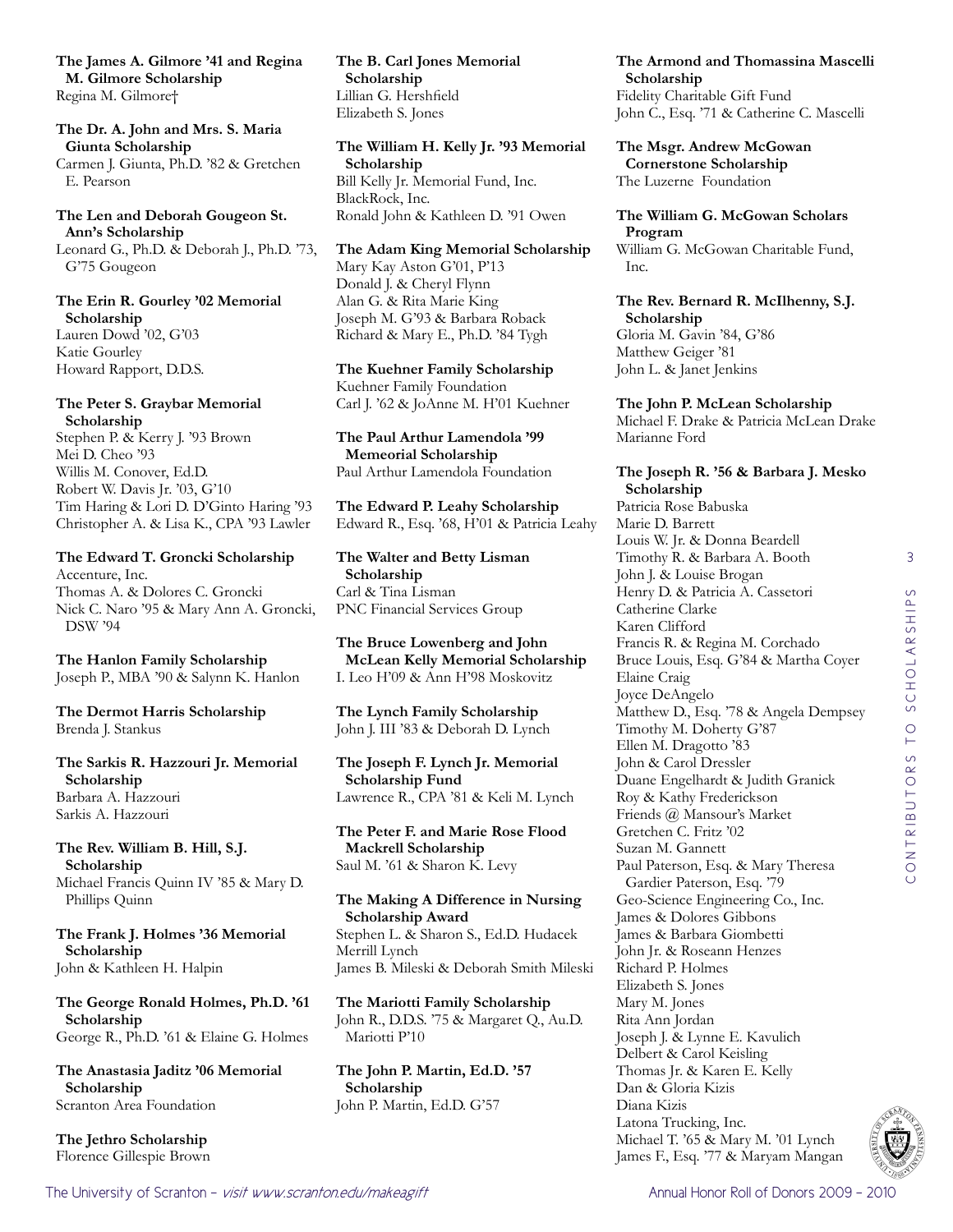**The James A. Gilmore '41 and Regina M. Gilmore Scholarship**
Regina M. Gilmore†

**The Dr. A. John and Mrs. S. Maria Giunta Scholarship**
Carmen J. Giunta, Ph.D. '82 & Gretchen E. Pearson

**The Len and Deborah Gougeon St. Ann's Scholarship**
Leonard G., Ph.D. & Deborah J., Ph.D. '73, G'75 Gougeon

**The Erin R. Gourley '02 Memorial Scholarship**
Lauren Dowd '02, G'03
Katie Gourley
Howard Rapport, D.D.S.

**The Peter S. Graybar Memorial Scholarship**
Stephen P. & Kerry J. '93 Brown
Mei D. Cheo '93
Willis M. Conover, Ed.D.
Robert W. Davis Jr. '03, G'10
Tim Haring & Lori D. D'Ginto Haring '93
Christopher A. & Lisa K., CPA '93 Lawler

**The Edward T. Groncki Scholarship**
Accenture, Inc.
Thomas A. & Dolores C. Groncki
Nick C. Naro '95 & Mary Ann A. Groncki, DSW '94

**The Hanlon Family Scholarship**
Joseph P., MBA '90 & Salynn K. Hanlon

**The Dermot Harris Scholarship**
Brenda J. Stankus

**The Sarkis R. Hazzouri Jr. Memorial Scholarship**
Barbara A. Hazzouri
Sarkis A. Hazzouri

**The Rev. William B. Hill, S.J. Scholarship**
Michael Francis Quinn IV '85 & Mary D. Phillips Quinn

**The Frank J. Holmes '36 Memorial Scholarship**
John & Kathleen H. Halpin

**The George Ronald Holmes, Ph.D. '61 Scholarship**
George R., Ph.D. '61 & Elaine G. Holmes

**The Anastasia Jaditz '06 Memorial Scholarship**
Scranton Area Foundation

**The Jethro Scholarship**
Florence Gillespie Brown

**The B. Carl Jones Memorial Scholarship**
Lillian G. Hershfield
Elizabeth S. Jones

**The William H. Kelly Jr. '93 Memorial Scholarship**
Bill Kelly Jr. Memorial Fund, Inc.
BlackRock, Inc.
Ronald John & Kathleen D. '91 Owen

**The Adam King Memorial Scholarship**
Mary Kay Aston G'01, P'13
Donald J. & Cheryl Flynn
Alan G. & Rita Marie King
Joseph M. G'93 & Barbara Roback
Richard & Mary E., Ph.D. '84 Tygh

**The Kuehner Family Scholarship**
Kuehner Family Foundation
Carl J. '62 & JoAnne M. H'01 Kuehner

**The Paul Arthur Lamendola '99 Memeorial Scholarship**
Paul Arthur Lamendola Foundation

**The Edward P. Leahy Scholarship**
Edward R., Esq. '68, H'01 & Patricia Leahy

**The Walter and Betty Lisman Scholarship**
Carl & Tina Lisman
PNC Financial Services Group

**The Bruce Lowenberg and John McLean Kelly Memorial Scholarship**
I. Leo H'09 & Ann H'98 Moskovitz

**The Lynch Family Scholarship**
John J. III '83 & Deborah D. Lynch

**The Joseph F. Lynch Jr. Memorial Scholarship Fund**
Lawrence R., CPA '81 & Keli M. Lynch

**The Peter F. and Marie Rose Flood Mackrell Scholarship**
Saul M. '61 & Sharon K. Levy

**The Making A Difference in Nursing Scholarship Award**
Stephen L. & Sharon S., Ed.D. Hudacek
Merrill Lynch
James B. Mileski & Deborah Smith Mileski

**The Mariotti Family Scholarship**
John R., D.D.S. '75 & Margaret Q., Au.D. Mariotti P'10

**The John P. Martin, Ed.D. '57 Scholarship**
John P. Martin, Ed.D. G'57

**The Armond and Thomassina Mascelli Scholarship**
Fidelity Charitable Gift Fund
John C., Esq. '71 & Catherine C. Mascelli

**The Msgr. Andrew McGowan Cornerstone Scholarship**
The Luzerne Foundation

**The William G. McGowan Scholars Program**
William G. McGowan Charitable Fund, Inc.

**The Rev. Bernard R. McIlhenny, S.J. Scholarship**
Gloria M. Gavin '84, G'86
Matthew Geiger '81
John L. & Janet Jenkins

**The John P. McLean Scholarship**
Michael F. Drake & Patricia McLean Drake
Marianne Ford

**The Joseph R. '56 & Barbara J. Mesko Scholarship**
Patricia Rose Babuska
Marie D. Barrett
Louis W. Jr. & Donna Beardell
Timothy R. & Barbara A. Booth
John J. & Louise Brogan
Henry D. & Patricia A. Cassetori
Catherine Clarke
Karen Clifford
Francis R. & Regina M. Corchado
Bruce Louis, Esq. G'84 & Martha Coyer
Elaine Craig
Joyce DeAngelo
Matthew D., Esq. '78 & Angela Dempsey
Timothy M. Doherty G'87
Ellen M. Dragotto '83
John & Carol Dressler
Duane Engelhardt & Judith Granick
Roy & Kathy Frederickson
Friends @ Mansour's Market
Gretchen C. Fritz '02
Suzan M. Gannett
Paul Paterson, Esq. & Mary Theresa Gardier Paterson, Esq. '79
Geo-Science Engineering Co., Inc.
James & Dolores Gibbons
James & Barbara Giombetti
John Jr. & Roseann Henzes
Richard P. Holmes
Elizabeth S. Jones
Mary M. Jones
Rita Ann Jordan
Joseph J. & Lynne E. Kavulich
Delbert & Carol Keisling
Thomas Jr. & Karen E. Kelly
Dan & Gloria Kizis
Diana Kizis
Latona Trucking, Inc.
Michael T. '65 & Mary M. '01 Lynch
James F., Esq. '77 & Maryam Mangan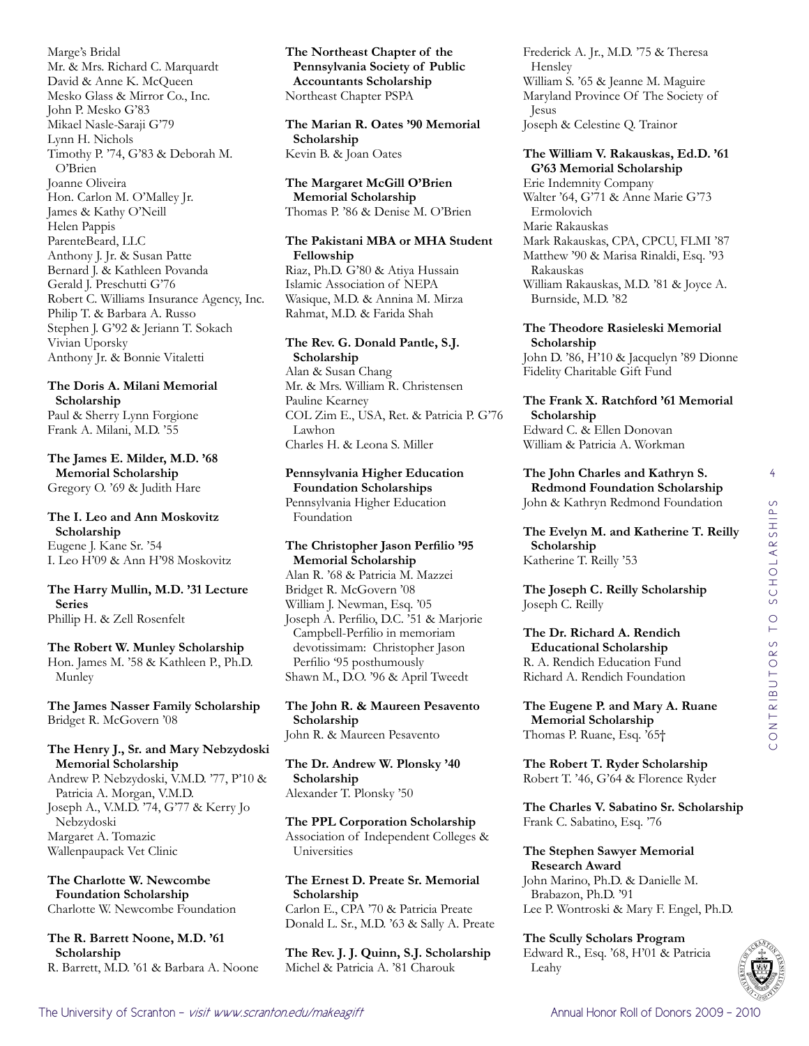Marge's Bridal
Mr. & Mrs. Richard C. Marquardt
David & Anne K. McQueen
Mesko Glass & Mirror Co., Inc.
John P. Mesko G'83
Mikael Nasle-Saraji G'79
Lynn H. Nichols
Timothy P. '74, G'83 & Deborah M. O'Brien
Joanne Oliveira
Hon. Carlon M. O'Malley Jr.
James & Kathy O'Neill
Helen Pappis
ParenteBeard, LLC
Anthony J. Jr. & Susan Patte
Bernard J. & Kathleen Povanda
Gerald J. Preschutti G'76
Robert C. Williams Insurance Agency, Inc.
Philip T. & Barbara A. Russo
Stephen J. G'92 & Jeriann T. Sokach
Vivian Uporsky
Anthony Jr. & Bonnie Vitaletti

**The Doris A. Milani Memorial Scholarship**
Paul & Sherry Lynn Forgione
Frank A. Milani, M.D. '55

**The James E. Milder, M.D. '68 Memorial Scholarship**
Gregory O. '69 & Judith Hare

**The I. Leo and Ann Moskovitz Scholarship**
Eugene J. Kane Sr. '54
I. Leo H'09 & Ann H'98 Moskovitz

**The Harry Mullin, M.D. '31 Lecture Series**
Phillip H. & Zell Rosenfelt

**The Robert W. Munley Scholarship**
Hon. James M. '58 & Kathleen P., Ph.D. Munley

**The James Nasser Family Scholarship**
Bridget R. McGovern '08

**The Henry J., Sr. and Mary Nebzydoski Memorial Scholarship**
Andrew P. Nebzydoski, V.M.D. '77, P'10 & Patricia A. Morgan, V.M.D.
Joseph A., V.M.D. '74, G'77 & Kerry Jo Nebzydoski
Margaret A. Tomazic
Wallenpaupack Vet Clinic

**The Charlotte W. Newcombe Foundation Scholarship**
Charlotte W. Newcombe Foundation

**The R. Barrett Noone, M.D. '61 Scholarship**
R. Barrett, M.D. '61 & Barbara A. Noone

**The Northeast Chapter of the Pennsylvania Society of Public Accountants Scholarship**
Northeast Chapter PSPA

**The Marian R. Oates '90 Memorial Scholarship**
Kevin B. & Joan Oates

**The Margaret McGill O'Brien Memorial Scholarship**
Thomas P. '86 & Denise M. O'Brien

**The Pakistani MBA or MHA Student Fellowship**
Riaz, Ph.D. G'80 & Atiya Hussain
Islamic Association of NEPA
Wasique, M.D. & Annina M. Mirza
Rahmat, M.D. & Farida Shah

**The Rev. G. Donald Pantle, S.J. Scholarship**
Alan & Susan Chang
Mr. & Mrs. William R. Christensen
Pauline Kearney
COL Zim E., USA, Ret. & Patricia P. G'76 Lawhon
Charles H. & Leona S. Miller

**Pennsylvania Higher Education Foundation Scholarships**
Pennsylvania Higher Education Foundation

**The Christopher Jason Perfilio '95 Memorial Scholarship**
Alan R. '68 & Patricia M. Mazzei
Bridget R. McGovern '08
William J. Newman, Esq. '05
Joseph A. Perfilio, D.C. '51 & Marjorie Campbell-Perfilio in memoriam devotissimam: Christopher Jason Perfilio '95 posthumously
Shawn M., D.O. '96 & April Tweedt

**The John R. & Maureen Pesavento Scholarship**
John R. & Maureen Pesavento

**The Dr. Andrew W. Plonsky '40 Scholarship**
Alexander T. Plonsky '50

**The PPL Corporation Scholarship**
Association of Independent Colleges & Universities

**The Ernest D. Preate Sr. Memorial Scholarship**
Carlon E., CPA '70 & Patricia Preate
Donald L. Sr., M.D. '63 & Sally A. Preate

**The Rev. J. J. Quinn, S.J. Scholarship**
Michel & Patricia A. '81 Charouk

Frederick A. Jr., M.D. '75 & Theresa Hensley
William S. '65 & Jeanne M. Maguire
Maryland Province Of The Society of Jesus
Joseph & Celestine Q. Trainor

**The William V. Rakauskas, Ed.D. '61 G'63 Memorial Scholarship**
Erie Indemnity Company
Walter '64, G'71 & Anne Marie G'73 Ermolovich
Marie Rakauskas
Mark Rakauskas, CPA, CPCU, FLMI '87
Matthew '90 & Marisa Rinaldi, Esq. '93 Rakauskas
William Rakauskas, M.D. '81 & Joyce A. Burnside, M.D. '82

**The Theodore Rasieleski Memorial Scholarship**
John D. '86, H'10 & Jacquelyn '89 Dionne
Fidelity Charitable Gift Fund

**The Frank X. Ratchford '61 Memorial Scholarship**
Edward C. & Ellen Donovan
William & Patricia A. Workman

**The John Charles and Kathryn S. Redmond Foundation Scholarship**
John & Kathryn Redmond Foundation

**The Evelyn M. and Katherine T. Reilly Scholarship**
Katherine T. Reilly '53

**The Joseph C. Reilly Scholarship**
Joseph C. Reilly

**The Dr. Richard A. Rendich Educational Scholarship**
R. A. Rendich Education Fund
Richard A. Rendich Foundation

**The Eugene P. and Mary A. Ruane Memorial Scholarship**
Thomas P. Ruane, Esq. '65†

**The Robert T. Ryder Scholarship**
Robert T. '46, G'64 & Florence Ryder

**The Charles V. Sabatino Sr. Scholarship**
Frank C. Sabatino, Esq. '76

**The Stephen Sawyer Memorial Research Award**
John Marino, Ph.D. & Danielle M. Brabazon, Ph.D. '91
Lee P. Wontroski & Mary F. Engel, Ph.D.

**The Scully Scholars Program**
Edward R., Esq. '68, H'01 & Patricia Leahy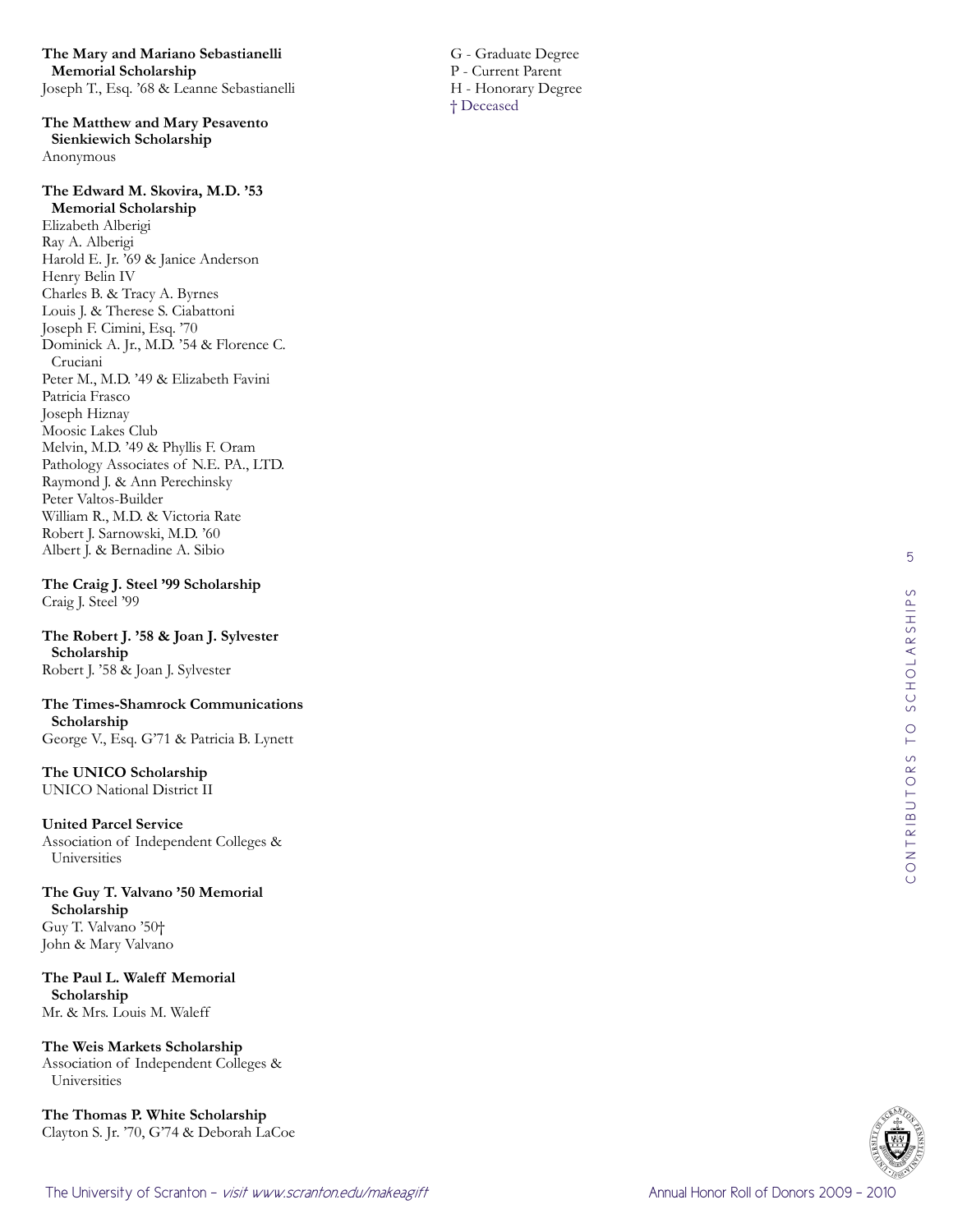**The Mary and Mariano Sebastianelli Memorial Scholarship**
Joseph T., Esq. '68 & Leanne Sebastianelli

**The Matthew and Mary Pesavento Sienkiewich Scholarship**
Anonymous

**The Edward M. Skovira, M.D. '53 Memorial Scholarship**
Elizabeth Alberigi
Ray A. Alberigi
Harold E. Jr. '69 & Janice Anderson
Henry Belin IV
Charles B. & Tracy A. Byrnes
Louis J. & Therese S. Ciabattoni
Joseph F. Cimini, Esq. '70
Dominick A. Jr., M.D. '54 & Florence C. Cruciani
Peter M., M.D. '49 & Elizabeth Favini
Patricia Frasco
Joseph Hiznay
Moosic Lakes Club
Melvin, M.D. '49 & Phyllis F. Oram
Pathology Associates of N.E. PA., LTD.
Raymond J. & Ann Perechinsky
Peter Valtos-Builder
William R., M.D. & Victoria Rate
Robert J. Sarnowski, M.D. '60
Albert J. & Bernadine A. Sibio

**The Craig J. Steel '99 Scholarship**
Craig J. Steel '99

**The Robert J. '58 & Joan J. Sylvester Scholarship**
Robert J. '58 & Joan J. Sylvester

**The Times-Shamrock Communications Scholarship**
George V., Esq. G'71 & Patricia B. Lynett

**The UNICO Scholarship**
UNICO National District II

**United Parcel Service**
Association of Independent Colleges & Universities

**The Guy T. Valvano '50 Memorial Scholarship**
Guy T. Valvano '50†
John & Mary Valvano

**The Paul L. Waleff Memorial Scholarship**
Mr. & Mrs. Louis M. Waleff

**The Weis Markets Scholarship**
Association of Independent Colleges & Universities

**The Thomas P. White Scholarship**
Clayton S. Jr. '70, G'74 & Deborah LaCoe

G - Graduate Degree
P - Current Parent
H - Honorary Degree
† Deceased